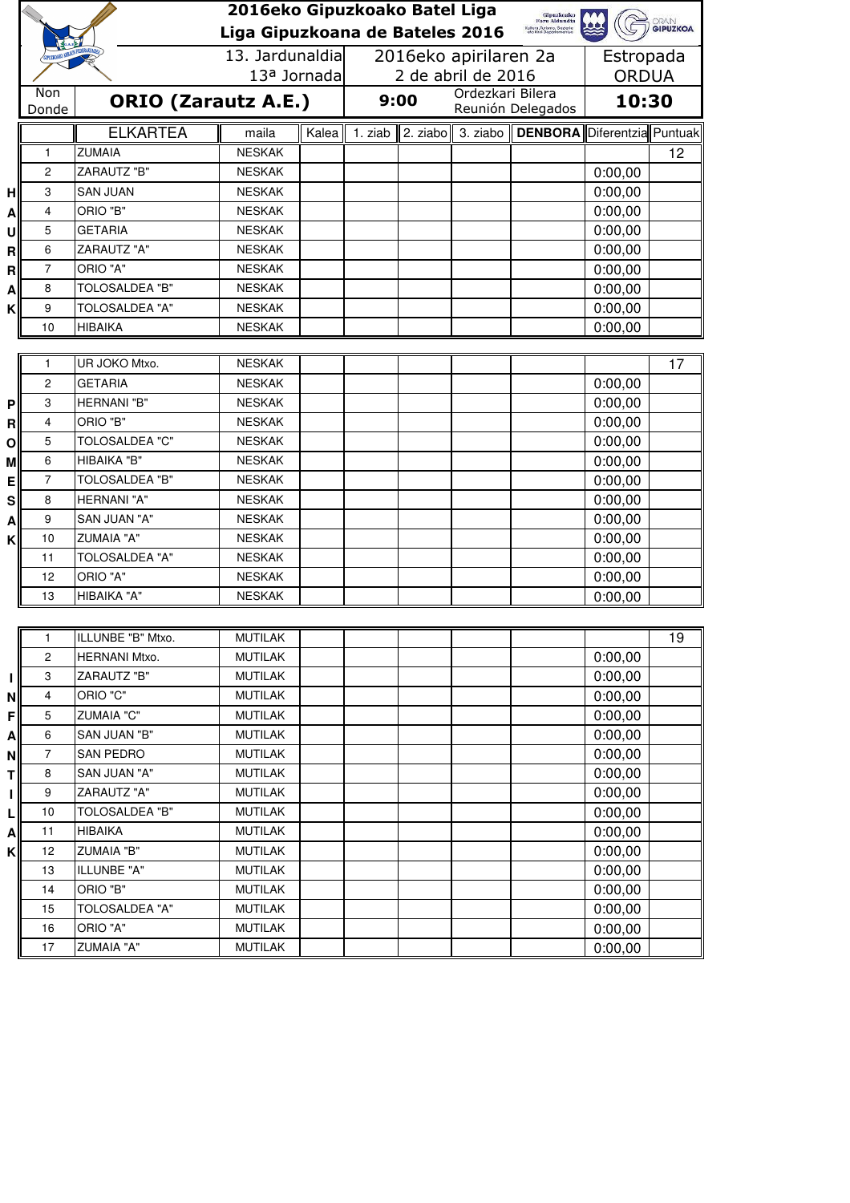# 2016eko Gipuzkoako Batel Liga
## Liga Gipuzkoana de Bateles 2016

| 13. Jardunaldia / 13ª Jornada | 2016eko apirilaren 2a / 2 de abril de 2016 | Estropada / ORDUA |
|---|---|---|
| Non / Donde: **ORIO (Zarautz A.E.)** | **9:00** Ordezkari Bilera / Reunión Delegados | **10:30** |

### HAURRAK

| | ELKARTEA | maila | Kalea | 1. ziab | 2. ziabo | 3. ziabo | DENBORA | Diferentzia | Puntuak |
|---|---|---|---|---|---|---|---|---|---|
| 1 | ZUMAIA | NESKAK | | | | | | | 12 |
| 2 | ZARAUTZ "B" | NESKAK | | | | | | 0:00,00 | |
| 3 | SAN JUAN | NESKAK | | | | | | 0:00,00 | |
| 4 | ORIO "B" | NESKAK | | | | | | 0:00,00 | |
| 5 | GETARIA | NESKAK | | | | | | 0:00,00 | |
| 6 | ZARAUTZ "A" | NESKAK | | | | | | 0:00,00 | |
| 7 | ORIO "A" | NESKAK | | | | | | 0:00,00 | |
| 8 | TOLOSALDEA "B" | NESKAK | | | | | | 0:00,00 | |
| 9 | TOLOSALDEA "A" | NESKAK | | | | | | 0:00,00 | |
| 10 | HIBAIKA | NESKAK | | | | | | 0:00,00 | |

### PROMESAK

| | ELKARTEA | maila | Kalea | 1. ziab | 2. ziabo | 3. ziabo | DENBORA | Diferentzia | Puntuak |
|---|---|---|---|---|---|---|---|---|---|
| 1 | UR JOKO Mtxo. | NESKAK | | | | | | | 17 |
| 2 | GETARIA | NESKAK | | | | | | 0:00,00 | |
| 3 | HERNANI "B" | NESKAK | | | | | | 0:00,00 | |
| 4 | ORIO "B" | NESKAK | | | | | | 0:00,00 | |
| 5 | TOLOSALDEA "C" | NESKAK | | | | | | 0:00,00 | |
| 6 | HIBAIKA "B" | NESKAK | | | | | | 0:00,00 | |
| 7 | TOLOSALDEA "B" | NESKAK | | | | | | 0:00,00 | |
| 8 | HERNANI "A" | NESKAK | | | | | | 0:00,00 | |
| 9 | SAN JUAN "A" | NESKAK | | | | | | 0:00,00 | |
| 10 | ZUMAIA "A" | NESKAK | | | | | | 0:00,00 | |
| 11 | TOLOSALDEA "A" | NESKAK | | | | | | 0:00,00 | |
| 12 | ORIO "A" | NESKAK | | | | | | 0:00,00 | |
| 13 | HIBAIKA "A" | NESKAK | | | | | | 0:00,00 | |

### INFANTILAK

| | ELKARTEA | maila | Kalea | 1. ziab | 2. ziabo | 3. ziabo | DENBORA | Diferentzia | Puntuak |
|---|---|---|---|---|---|---|---|---|---|
| 1 | ILLUNBE "B" Mtxo. | MUTILAK | | | | | | | 19 |
| 2 | HERNANI Mtxo. | MUTILAK | | | | | | 0:00,00 | |
| 3 | ZARAUTZ "B" | MUTILAK | | | | | | 0:00,00 | |
| 4 | ORIO "C" | MUTILAK | | | | | | 0:00,00 | |
| 5 | ZUMAIA "C" | MUTILAK | | | | | | 0:00,00 | |
| 6 | SAN JUAN "B" | MUTILAK | | | | | | 0:00,00 | |
| 7 | SAN PEDRO | MUTILAK | | | | | | 0:00,00 | |
| 8 | SAN JUAN "A" | MUTILAK | | | | | | 0:00,00 | |
| 9 | ZARAUTZ "A" | MUTILAK | | | | | | 0:00,00 | |
| 10 | TOLOSALDEA "B" | MUTILAK | | | | | | 0:00,00 | |
| 11 | HIBAIKA | MUTILAK | | | | | | 0:00,00 | |
| 12 | ZUMAIA "B" | MUTILAK | | | | | | 0:00,00 | |
| 13 | ILLUNBE "A" | MUTILAK | | | | | | 0:00,00 | |
| 14 | ORIO "B" | MUTILAK | | | | | | 0:00,00 | |
| 15 | TOLOSALDEA "A" | MUTILAK | | | | | | 0:00,00 | |
| 16 | ORIO "A" | MUTILAK | | | | | | 0:00,00 | |
| 17 | ZUMAIA "A" | MUTILAK | | | | | | 0:00,00 | |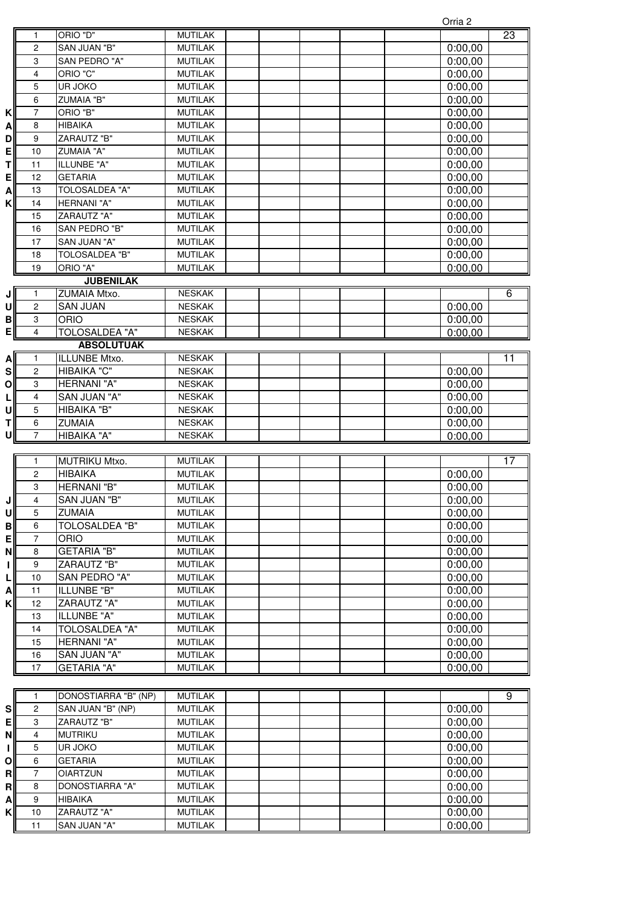Orria 2

| | | | | | | | | | |
|---|---|---|---|---|---|---|---|---|---|
| KADETEAK | 1 | ORIO "D" | MUTILAK | | | | | | 23 |
| | 2 | SAN JUAN "B" | MUTILAK | | | | | 0:00,00 | |
| | 3 | SAN PEDRO "A" | MUTILAK | | | | | 0:00,00 | |
| | 4 | ORIO "C" | MUTILAK | | | | | 0:00,00 | |
| | 5 | UR JOKO | MUTILAK | | | | | 0:00,00 | |
| | 6 | ZUMAIA "B" | MUTILAK | | | | | 0:00,00 | |
| | 7 | ORIO "B" | MUTILAK | | | | | 0:00,00 | |
| | 8 | HIBAIKA | MUTILAK | | | | | 0:00,00 | |
| | 9 | ZARAUTZ "B" | MUTILAK | | | | | 0:00,00 | |
| | 10 | ZUMAIA "A" | MUTILAK | | | | | 0:00,00 | |
| | 11 | ILLUNBE "A" | MUTILAK | | | | | 0:00,00 | |
| | 12 | GETARIA | MUTILAK | | | | | 0:00,00 | |
| | 13 | TOLOSALDEA "A" | MUTILAK | | | | | 0:00,00 | |
| | 14 | HERNANI "A" | MUTILAK | | | | | 0:00,00 | |
| | 15 | ZARAUTZ "A" | MUTILAK | | | | | 0:00,00 | |
| | 16 | SAN PEDRO "B" | MUTILAK | | | | | 0:00,00 | |
| | 17 | SAN JUAN "A" | MUTILAK | | | | | 0:00,00 | |
| | 18 | TOLOSALDEA "B" | MUTILAK | | | | | 0:00,00 | |
| | 19 | ORIO "A" | MUTILAK | | | | | 0:00,00 | |

**JUBENILAK**

| | | | | | | | | | |
|---|---|---|---|---|---|---|---|---|---|
| JUBE | 1 | ZUMAIA Mtxo. | NESKAK | | | | | | 6 |
| | 2 | SAN JUAN | NESKAK | | | | | 0:00,00 | |
| | 3 | ORIO | NESKAK | | | | | 0:00,00 | |
| | 4 | TOLOSALDEA "A" | NESKAK | | | | | 0:00,00 | |

**ABSOLUTUAK**

| | | | | | | | | | |
|---|---|---|---|---|---|---|---|---|---|
| ASOLUTU | 1 | ILLUNBE Mtxo. | NESKAK | | | | | | 11 |
| | 2 | HIBAIKA "C" | NESKAK | | | | | 0:00,00 | |
| | 3 | HERNANI "A" | NESKAK | | | | | 0:00,00 | |
| | 4 | SAN JUAN "A" | NESKAK | | | | | 0:00,00 | |
| | 5 | HIBAIKA "B" | NESKAK | | | | | 0:00,00 | |
| | 6 | ZUMAIA | NESKAK | | | | | 0:00,00 | |
| | 7 | HIBAIKA "A" | NESKAK | | | | | 0:00,00 | |

| | | | | | | | | | |
|---|---|---|---|---|---|---|---|---|---|
| JUBENILAK | 1 | MUTRIKU Mtxo. | MUTILAK | | | | | | 17 |
| | 2 | HIBAIKA | MUTILAK | | | | | 0:00,00 | |
| | 3 | HERNANI "B" | MUTILAK | | | | | 0:00,00 | |
| | 4 | SAN JUAN "B" | MUTILAK | | | | | 0:00,00 | |
| | 5 | ZUMAIA | MUTILAK | | | | | 0:00,00 | |
| | 6 | TOLOSALDEA "B" | MUTILAK | | | | | 0:00,00 | |
| | 7 | ORIO | MUTILAK | | | | | 0:00,00 | |
| | 8 | GETARIA "B" | MUTILAK | | | | | 0:00,00 | |
| | 9 | ZARAUTZ "B" | MUTILAK | | | | | 0:00,00 | |
| | 10 | SAN PEDRO "A" | MUTILAK | | | | | 0:00,00 | |
| | 11 | ILLUNBE "B" | MUTILAK | | | | | 0:00,00 | |
| | 12 | ZARAUTZ "A" | MUTILAK | | | | | 0:00,00 | |
| | 13 | ILLUNBE "A" | MUTILAK | | | | | 0:00,00 | |
| | 14 | TOLOSALDEA "A" | MUTILAK | | | | | 0:00,00 | |
| | 15 | HERNANI "A" | MUTILAK | | | | | 0:00,00 | |
| | 16 | SAN JUAN "A" | MUTILAK | | | | | 0:00,00 | |
| | 17 | GETARIA "A" | MUTILAK | | | | | 0:00,00 | |

| | | | | | | | | | |
|---|---|---|---|---|---|---|---|---|---|
| SENIORRAK | 1 | DONOSTIARRA "B" (NP) | MUTILAK | | | | | | 9 |
| | 2 | SAN JUAN "B" (NP) | MUTILAK | | | | | 0:00,00 | |
| | 3 | ZARAUTZ "B" | MUTILAK | | | | | 0:00,00 | |
| | 4 | MUTRIKU | MUTILAK | | | | | 0:00,00 | |
| | 5 | UR JOKO | MUTILAK | | | | | 0:00,00 | |
| | 6 | GETARIA | MUTILAK | | | | | 0:00,00 | |
| | 7 | OIARTZUN | MUTILAK | | | | | 0:00,00 | |
| | 8 | DONOSTIARRA "A" | MUTILAK | | | | | 0:00,00 | |
| | 9 | HIBAIKA | MUTILAK | | | | | 0:00,00 | |
| | 10 | ZARAUTZ "A" | MUTILAK | | | | | 0:00,00 | |
| | 11 | SAN JUAN "A" | MUTILAK | | | | | 0:00,00 | |